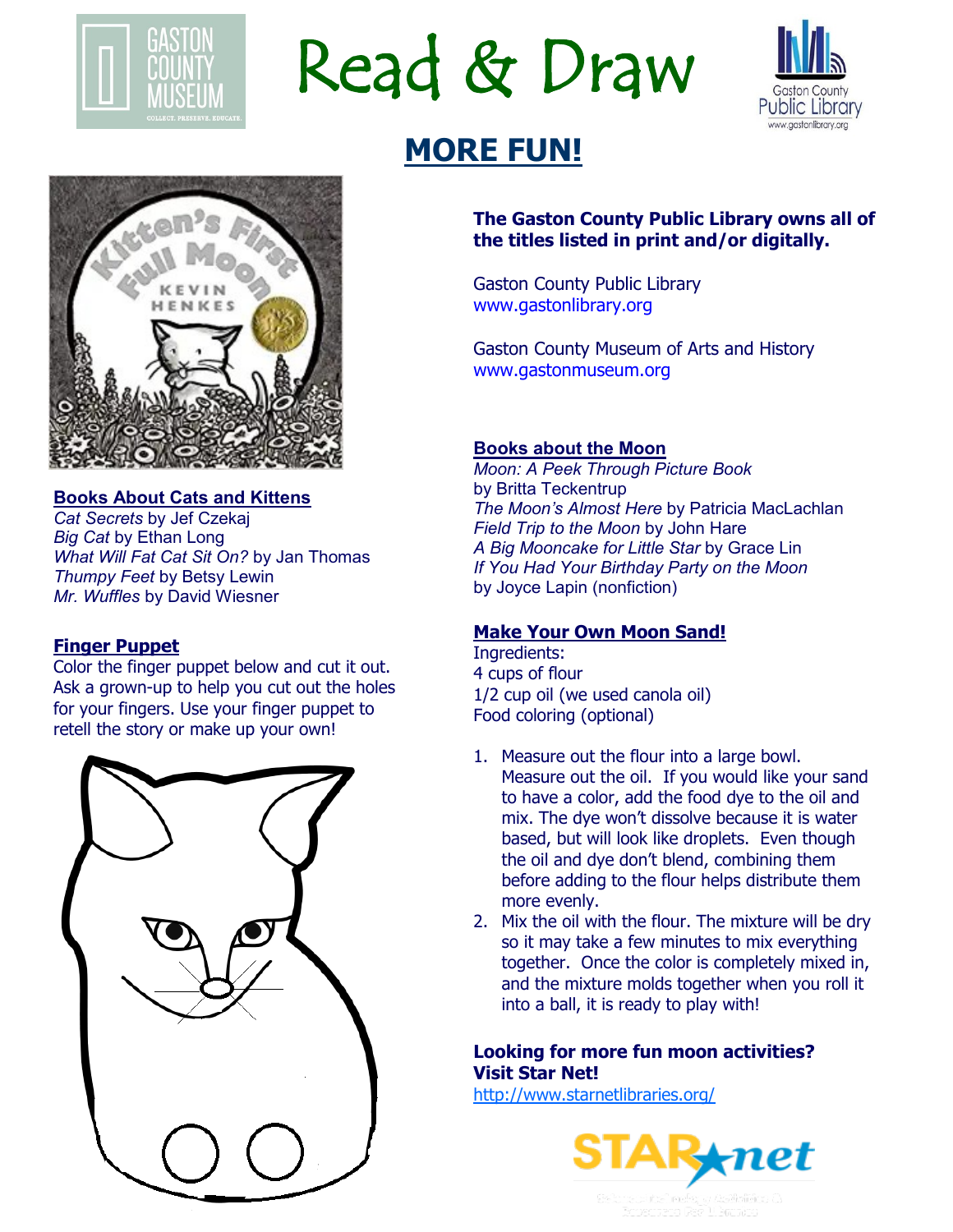# Read & Draw

## MORE FUN!

### Books About Cats and Kittens

*Cat Secrets* by Jef Czekaj
*Big Cat* by Ethan Long
*What Will Fat Cat Sit On?* by Jan Thomas
*Thumpy Feet* by Betsy Lewin
*Mr. Wuffles* by David Wiesner

### Finger Puppet

Color the finger puppet below and cut it out. Ask a grown-up to help you cut out the holes for your fingers. Use your finger puppet to retell the story or make up your own!

**The Gaston County Public Library owns all of the titles listed in print and/or digitally.**

Gaston County Public Library
www.gastonlibrary.org

Gaston County Museum of Arts and History
www.gastonmuseum.org

### Books about the Moon

*Moon: A Peek Through Picture Book* by Britta Teckentrup
*The Moon's Almost Here* by Patricia MacLachlan
*Field Trip to the Moon* by John Hare
*A Big Mooncake for Little Star* by Grace Lin
*If You Had Your Birthday Party on the Moon* by Joyce Lapin (nonfiction)

### Make Your Own Moon Sand!

Ingredients:
4 cups of flour
1/2 cup oil (we used canola oil)
Food coloring (optional)

1. Measure out the flour into a large bowl. Measure out the oil. If you would like your sand to have a color, add the food dye to the oil and mix. The dye won't dissolve because it is water based, but will look like droplets. Even though the oil and dye don't blend, combining them before adding to the flour helps distribute them more evenly.
2. Mix the oil with the flour. The mixture will be dry so it may take a few minutes to mix everything together. Once the color is completely mixed in, and the mixture molds together when you roll it into a ball, it is ready to play with!

**Looking for more fun moon activities? Visit Star Net!**
http://www.starnetlibraries.org/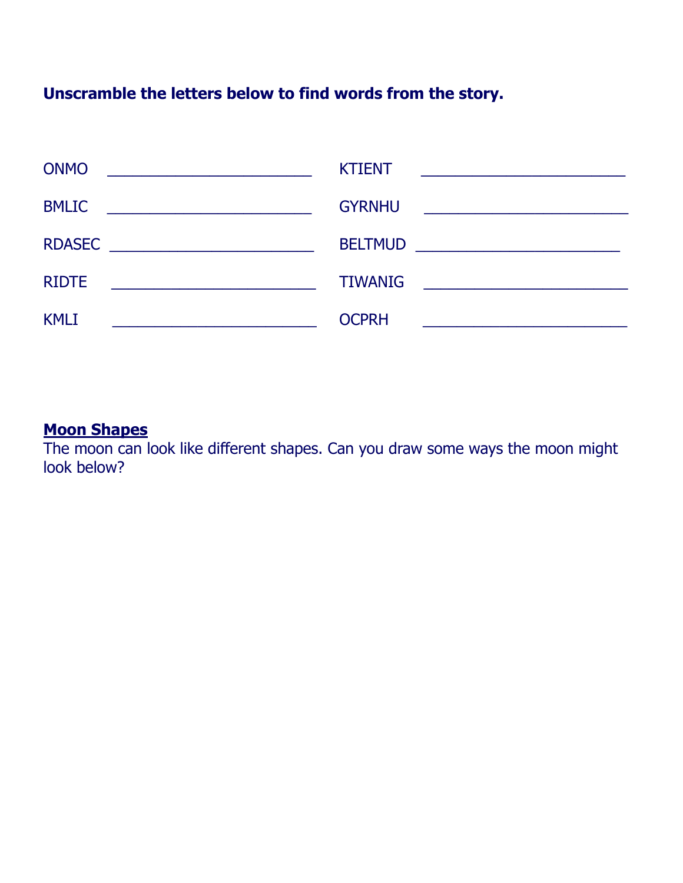**Unscramble the letters below to find words from the story.**

| | |
|---|---|
| ONMO ________________________ | KTIENT ________________________ |
| BMLIC ________________________ | GYRNHU ________________________ |
| RDASEC ________________________ | BELTMUD ________________________ |
| RIDTE ________________________ | TIWANIG ________________________ |
| KMLI ________________________ | OCPRH ________________________ |

**Moon Shapes**

The moon can look like different shapes. Can you draw some ways the moon might look below?